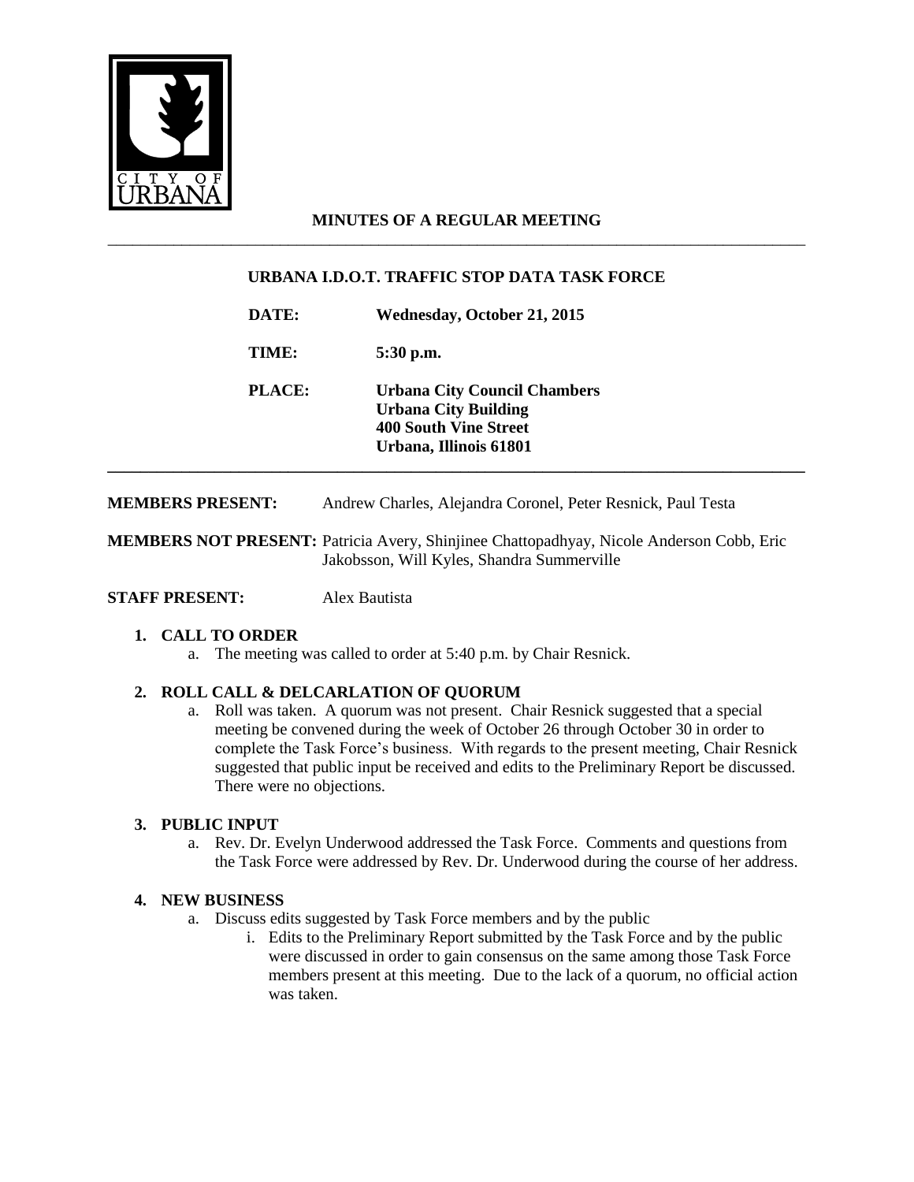CITY OF URBANA

# MINUTES OF A REGULAR MEETING

## URBANA I.D.O.T. TRAFFIC STOP DATA TASK FORCE

**DATE:** **Wednesday, October 21, 2015**

**TIME:** **5:30 p.m.**

**PLACE:** **Urbana City Council Chambers**
**Urbana City Building**
**400 South Vine Street**
**Urbana, Illinois 61801**

---

**MEMBERS PRESENT:** Andrew Charles, Alejandra Coronel, Peter Resnick, Paul Testa

**MEMBERS NOT PRESENT:** Patricia Avery, Shinjinee Chattopadhyay, Nicole Anderson Cobb, Eric Jakobsson, Will Kyles, Shandra Summerville

**STAFF PRESENT:** Alex Bautista

1. **CALL TO ORDER**
   a. The meeting was called to order at 5:40 p.m. by Chair Resnick.

2. **ROLL CALL & DELCARLATION OF QUORUM**
   a. Roll was taken. A quorum was not present. Chair Resnick suggested that a special meeting be convened during the week of October 26 through October 30 in order to complete the Task Force's business. With regards to the present meeting, Chair Resnick suggested that public input be received and edits to the Preliminary Report be discussed. There were no objections.

3. **PUBLIC INPUT**
   a. Rev. Dr. Evelyn Underwood addressed the Task Force. Comments and questions from the Task Force were addressed by Rev. Dr. Underwood during the course of her address.

4. **NEW BUSINESS**
   a. Discuss edits suggested by Task Force members and by the public
      i. Edits to the Preliminary Report submitted by the Task Force and by the public were discussed in order to gain consensus on the same among those Task Force members present at this meeting. Due to the lack of a quorum, no official action was taken.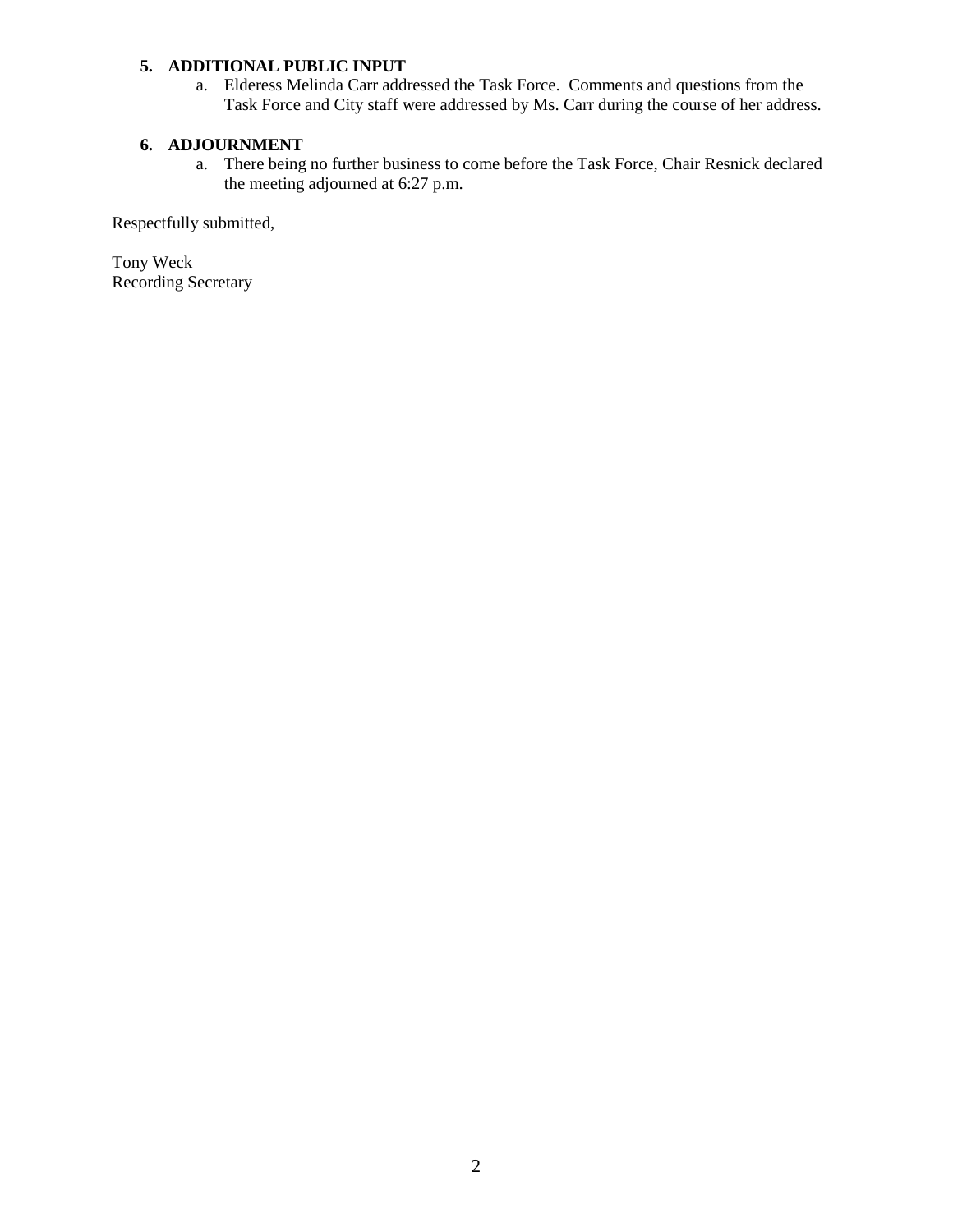**5. ADDITIONAL PUBLIC INPUT**

a. Elderess Melinda Carr addressed the Task Force. Comments and questions from the Task Force and City staff were addressed by Ms. Carr during the course of her address.

**6. ADJOURNMENT**

a. There being no further business to come before the Task Force, Chair Resnick declared the meeting adjourned at 6:27 p.m.

Respectfully submitted,

Tony Weck
Recording Secretary